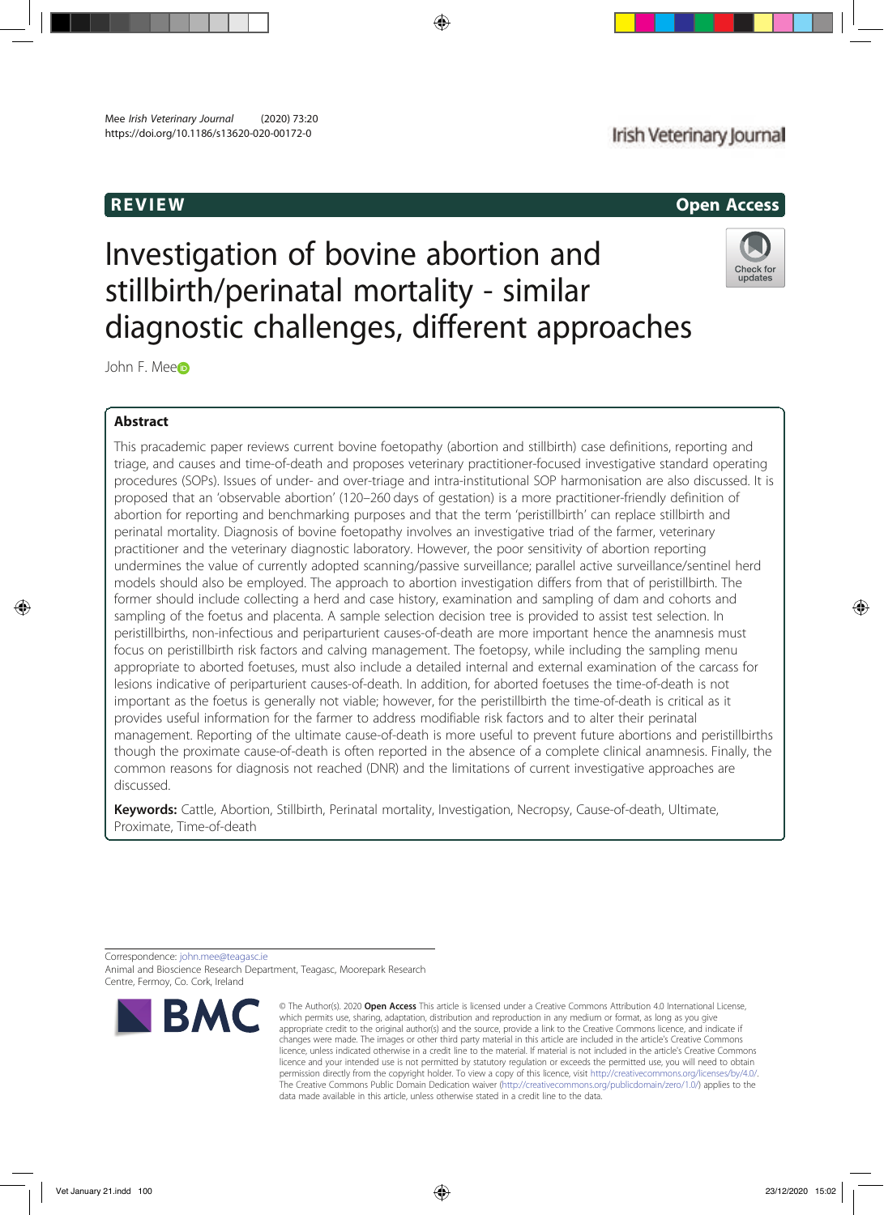REVIEW

Open Access

# Investigation of bovine abortion and stillbirth/perinatal mortality - similar diagnostic challenges, different approaches

John F. Mee

## Abstract

This pracademic paper reviews current bovine foetopathy (abortion and stillbirth) case definitions, reporting and triage, and causes and time-of-death and proposes veterinary practitioner-focused investigative standard operating procedures (SOPs). Issues of under- and over-triage and intra-institutional SOP harmonisation are also discussed. It is proposed that an 'observable abortion' (120–260 days of gestation) is a more practitioner-friendly definition of abortion for reporting and benchmarking purposes and that the term 'peristillbirth' can replace stillbirth and perinatal mortality. Diagnosis of bovine foetopathy involves an investigative triad of the farmer, veterinary practitioner and the veterinary diagnostic laboratory. However, the poor sensitivity of abortion reporting undermines the value of currently adopted scanning/passive surveillance; parallel active surveillance/sentinel herd models should also be employed. The approach to abortion investigation differs from that of peristillbirth. The former should include collecting a herd and case history, examination and sampling of dam and cohorts and sampling of the foetus and placenta. A sample selection decision tree is provided to assist test selection. In peristillbirths, non-infectious and periparturient causes-of-death are more important hence the anamnesis must focus on peristillbirth risk factors and calving management. The foetopsy, while including the sampling menu appropriate to aborted foetuses, must also include a detailed internal and external examination of the carcass for lesions indicative of periparturient causes-of-death. In addition, for aborted foetuses the time-of-death is not important as the foetus is generally not viable; however, for the peristillbirth the time-of-death is critical as it provides useful information for the farmer to address modifiable risk factors and to alter their perinatal management. Reporting of the ultimate cause-of-death is more useful to prevent future abortions and peristillbirths though the proximate cause-of-death is often reported in the absence of a complete clinical anamnesis. Finally, the common reasons for diagnosis not reached (DNR) and the limitations of current investigative approaches are discussed.

**Keywords:** Cattle, Abortion, Stillbirth, Perinatal mortality, Investigation, Necropsy, Cause-of-death, Ultimate, Proximate, Time-of-death

Correspondence: john.mee@teagasc.ie
Animal and Bioscience Research Department, Teagasc, Moorepark Research Centre, Fermoy, Co. Cork, Ireland

© The Author(s). 2020 **Open Access** This article is licensed under a Creative Commons Attribution 4.0 International License, which permits use, sharing, adaptation, distribution and reproduction in any medium or format, as long as you give appropriate credit to the original author(s) and the source, provide a link to the Creative Commons licence, and indicate if changes were made. The images or other third party material in this article are included in the article's Creative Commons licence, unless indicated otherwise in a credit line to the material. If material is not included in the article's Creative Commons licence and your intended use is not permitted by statutory regulation or exceeds the permitted use, you will need to obtain permission directly from the copyright holder. To view a copy of this licence, visit http://creativecommons.org/licenses/by/4.0/. The Creative Commons Public Domain Dedication waiver (http://creativecommons.org/publicdomain/zero/1.0/) applies to the data made available in this article, unless otherwise stated in a credit line to the data.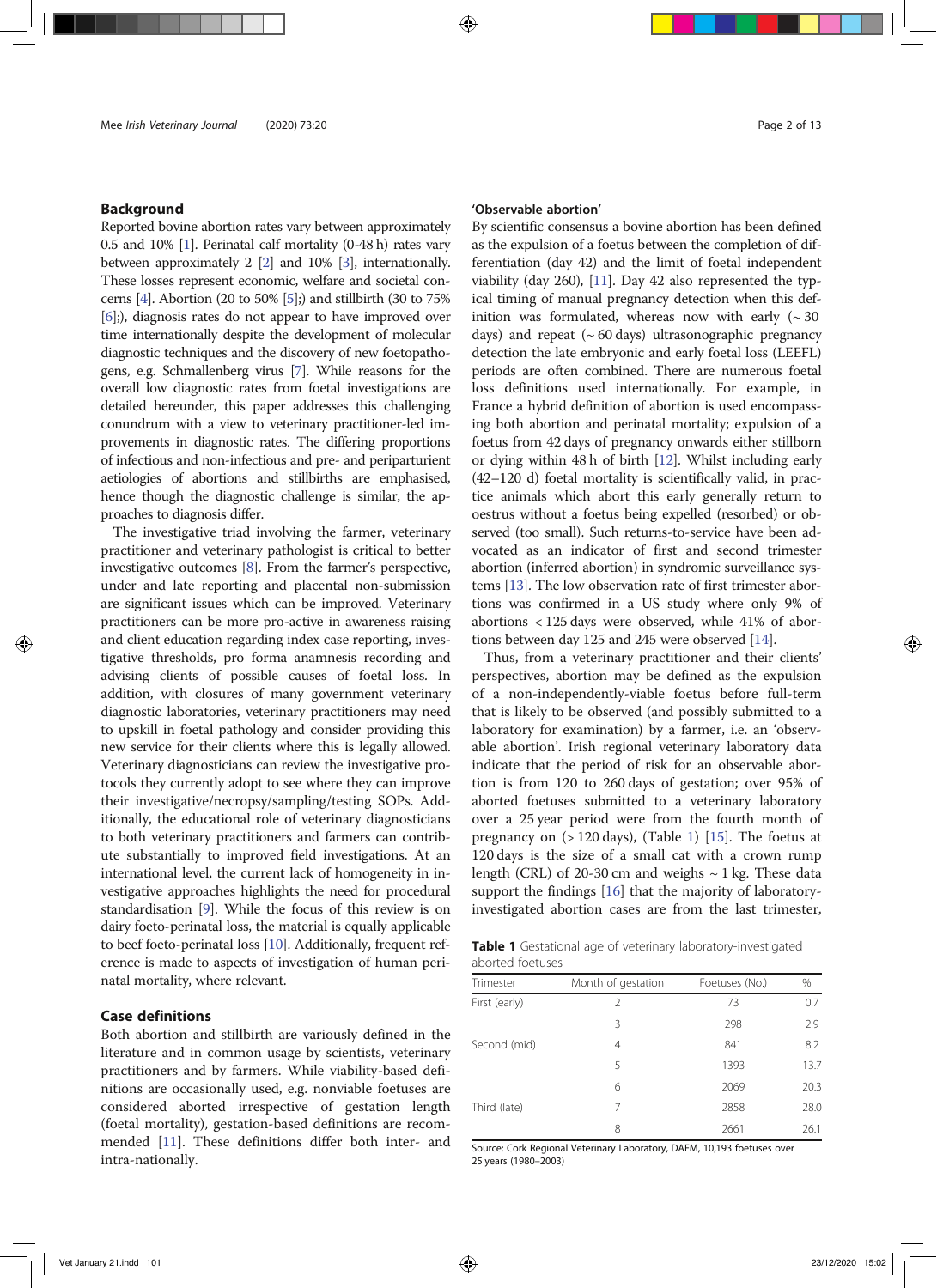## Background

Reported bovine abortion rates vary between approximately 0.5 and 10% [1]. Perinatal calf mortality (0-48 h) rates vary between approximately 2 [2] and 10% [3], internationally. These losses represent economic, welfare and societal concerns [4]. Abortion (20 to 50% [5];) and stillbirth (30 to 75% [6];), diagnosis rates do not appear to have improved over time internationally despite the development of molecular diagnostic techniques and the discovery of new foetopathogens, e.g. Schmallenberg virus [7]. While reasons for the overall low diagnostic rates from foetal investigations are detailed hereunder, this paper addresses this challenging conundrum with a view to veterinary practitioner-led improvements in diagnostic rates. The differing proportions of infectious and non-infectious and pre- and periparturient aetiologies of abortions and stillbirths are emphasised, hence though the diagnostic challenge is similar, the approaches to diagnosis differ.

The investigative triad involving the farmer, veterinary practitioner and veterinary pathologist is critical to better investigative outcomes [8]. From the farmer's perspective, under and late reporting and placental non-submission are significant issues which can be improved. Veterinary practitioners can be more pro-active in awareness raising and client education regarding index case reporting, investigative thresholds, pro forma anamnesis recording and advising clients of possible causes of foetal loss. In addition, with closures of many government veterinary diagnostic laboratories, veterinary practitioners may need to upskill in foetal pathology and consider providing this new service for their clients where this is legally allowed. Veterinary diagnosticians can review the investigative protocols they currently adopt to see where they can improve their investigative/necropsy/sampling/testing SOPs. Additionally, the educational role of veterinary diagnosticians to both veterinary practitioners and farmers can contribute substantially to improved field investigations. At an international level, the current lack of homogeneity in investigative approaches highlights the need for procedural standardisation [9]. While the focus of this review is on dairy foeto-perinatal loss, the material is equally applicable to beef foeto-perinatal loss [10]. Additionally, frequent reference is made to aspects of investigation of human perinatal mortality, where relevant.

## Case definitions

Both abortion and stillbirth are variously defined in the literature and in common usage by scientists, veterinary practitioners and by farmers. While viability-based definitions are occasionally used, e.g. nonviable foetuses are considered aborted irrespective of gestation length (foetal mortality), gestation-based definitions are recommended [11]. These definitions differ both inter- and intra-nationally.

### 'Observable abortion'

By scientific consensus a bovine abortion has been defined as the expulsion of a foetus between the completion of differentiation (day 42) and the limit of foetal independent viability (day 260), [11]. Day 42 also represented the typical timing of manual pregnancy detection when this definition was formulated, whereas now with early (~ 30 days) and repeat (~ 60 days) ultrasonographic pregnancy detection the late embryonic and early foetal loss (LEEFL) periods are often combined. There are numerous foetal loss definitions used internationally. For example, in France a hybrid definition of abortion is used encompassing both abortion and perinatal mortality; expulsion of a foetus from 42 days of pregnancy onwards either stillborn or dying within 48 h of birth [12]. Whilst including early (42–120 d) foetal mortality is scientifically valid, in practice animals which abort this early generally return to oestrus without a foetus being expelled (resorbed) or observed (too small). Such returns-to-service have been advocated as an indicator of first and second trimester abortion (inferred abortion) in syndromic surveillance systems [13]. The low observation rate of first trimester abortions was confirmed in a US study where only 9% of abortions < 125 days were observed, while 41% of abortions between day 125 and 245 were observed [14].

Thus, from a veterinary practitioner and their clients' perspectives, abortion may be defined as the expulsion of a non-independently-viable foetus before full-term that is likely to be observed (and possibly submitted to a laboratory for examination) by a farmer, i.e. an 'observable abortion'. Irish regional veterinary laboratory data indicate that the period of risk for an observable abortion is from 120 to 260 days of gestation; over 95% of aborted foetuses submitted to a veterinary laboratory over a 25 year period were from the fourth month of pregnancy on (> 120 days), (Table 1) [15]. The foetus at 120 days is the size of a small cat with a crown rump length (CRL) of 20-30 cm and weighs ~ 1 kg. These data support the findings [16] that the majority of laboratory-investigated abortion cases are from the last trimester,

**Table 1** Gestational age of veterinary laboratory-investigated aborted foetuses

| Trimester | Month of gestation | Foetuses (No.) | % |
|---|---|---|---|
| First (early) | 2 | 73 | 0.7 |
| | 3 | 298 | 2.9 |
| Second (mid) | 4 | 841 | 8.2 |
| | 5 | 1393 | 13.7 |
| | 6 | 2069 | 20.3 |
| Third (late) | 7 | 2858 | 28.0 |
| | 8 | 2661 | 26.1 |

Source: Cork Regional Veterinary Laboratory, DAFM, 10,193 foetuses over 25 years (1980–2003)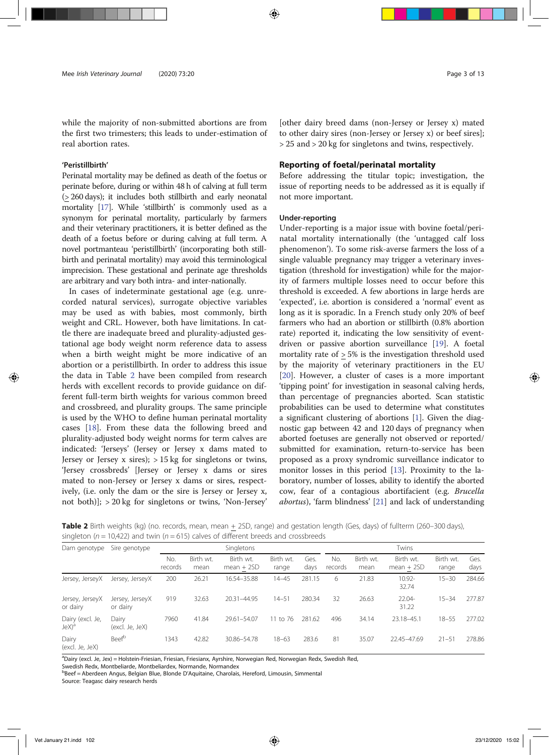while the majority of non-submitted abortions are from the first two trimesters; this leads to under-estimation of real abortion rates.

#### 'Peristillbirth'

Perinatal mortality may be defined as death of the foetus or perinate before, during or within 48 h of calving at full term (≥ 260 days); it includes both stillbirth and early neonatal mortality [17]. While 'stillbirth' is commonly used as a synonym for perinatal mortality, particularly by farmers and their veterinary practitioners, it is better defined as the death of a foetus before or during calving at full term. A novel portmanteau 'peristillbirth' (incorporating both stillbirth and perinatal mortality) may avoid this terminological imprecision. These gestational and perinate age thresholds are arbitrary and vary both intra- and inter-nationally.

In cases of indeterminate gestational age (e.g. unrecorded natural services), surrogate objective variables may be used as with babies, most commonly, birth weight and CRL. However, both have limitations. In cattle there are inadequate breed and plurality-adjusted gestational age body weight norm reference data to assess when a birth weight might be more indicative of an abortion or a peristillbirth. In order to address this issue the data in Table 2 have been compiled from research herds with excellent records to provide guidance on different full-term birth weights for various common breed and crossbreed, and plurality groups. The same principle is used by the WHO to define human perinatal mortality cases [18]. From these data the following breed and plurality-adjusted body weight norms for term calves are indicated: 'Jerseys' (Jersey or Jersey x dams mated to Jersey or Jersey x sires); > 15 kg for singletons or twins, 'Jersey crossbreds' [Jersey or Jersey x dams or sires mated to non-Jersey or Jersey x dams or sires, respectively, (i.e. only the dam or the sire is Jersey or Jersey x, not both)]; > 20 kg for singletons or twins, 'Non-Jersey' [other dairy breed dams (non-Jersey or Jersey x) mated to other dairy sires (non-Jersey or Jersey x) or beef sires]; > 25 and > 20 kg for singletons and twins, respectively.

## Reporting of foetal/perinatal mortality

Before addressing the titular topic; investigation, the issue of reporting needs to be addressed as it is equally if not more important.

#### Under-reporting

Under-reporting is a major issue with bovine foetal/perinatal mortality internationally (the 'untagged calf loss phenomenon'). To some risk-averse farmers the loss of a single valuable pregnancy may trigger a veterinary investigation (threshold for investigation) while for the majority of farmers multiple losses need to occur before this threshold is exceeded. A few abortions in large herds are 'expected', i.e. abortion is considered a 'normal' event as long as it is sporadic. In a French study only 20% of beef farmers who had an abortion or stillbirth (0.8% abortion rate) reported it, indicating the low sensitivity of event-driven or passive abortion surveillance [19]. A foetal mortality rate of ≥ 5% is the investigation threshold used by the majority of veterinary practitioners in the EU [20]. However, a cluster of cases is a more important 'tipping point' for investigation in seasonal calving herds, than percentage of pregnancies aborted. Scan statistic probabilities can be used to determine what constitutes a significant clustering of abortions [1]. Given the diagnostic gap between 42 and 120 days of pregnancy when aborted foetuses are generally not observed or reported/submitted for examination, return-to-service has been proposed as a proxy syndromic surveillance indicator to monitor losses in this period [13]. Proximity to the laboratory, number of losses, ability to identify the aborted cow, fear of a contagious abortifacient (e.g. *Brucella abortus*), 'farm blindness' [21] and lack of understanding

**Table 2** Birth weights (kg) (no. records, mean, mean ± 2SD, range) and gestation length (Ges, days) of fullterm (260–300 days), singleton (n = 10,422) and twin (n = 615) calves of different breeds and crossbreeds

| Dam genotype | Sire genotype | Singletons | | | | | Twins | | | | |
|---|---|---|---|---|---|---|---|---|---|---|---|
| | | No. records | Birth wt. mean | Birth wt. mean ± 2SD | Birth wt. range | Ges. days | No. records | Birth wt. mean | Birth wt. mean ± 2SD | Birth wt. range | Ges. days |
| Jersey, JerseyX | Jersey, JerseyX | 200 | 26.21 | 16.54–35.88 | 14–45 | 281.15 | 6 | 21.83 | 10.92-32.74 | 15–30 | 284.66 |
| Jersey, JerseyX or dairy | Jersey, JerseyX or dairy | 919 | 32.63 | 20.31–44.95 | 14–51 | 280.34 | 32 | 26.63 | 22.04-31.22 | 15–34 | 277.87 |
| Dairy (excl. Je, JeX)[a] | Dairy (excl. Je, JeX) | 7960 | 41.84 | 29.61–54.07 | 11 to 76 | 281.62 | 496 | 34.14 | 23.18–45.1 | 18–55 | 277.02 |
| Dairy (excl. Je, JeX) | Beef[b] | 1343 | 42.82 | 30.86–54.78 | 18–63 | 283.6 | 81 | 35.07 | 22.45–47.69 | 21–51 | 278.86 |

[a]Dairy (excl. Je, Jex) = Holstein-Friesian, Friesian, Friesianx, Ayrshire, Norwegian Red, Norwegian Redx, Swedish Red, Swedish Redx, Montbeliarde, Montbeliardex, Normande, Normandex

[b]Beef = Aberdeen Angus, Belgian Blue, Blonde D'Aquitaine, Charolais, Hereford, Limousin, Simmental

Source: Teagasc dairy research herds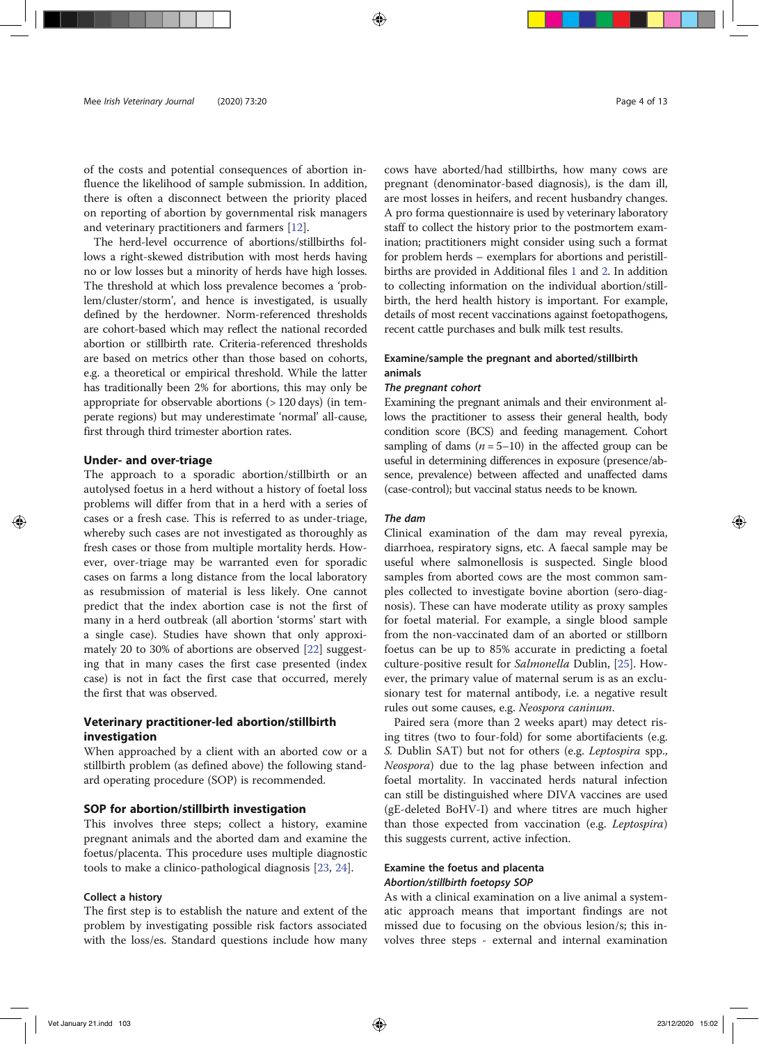of the costs and potential consequences of abortion influence the likelihood of sample submission. In addition, there is often a disconnect between the priority placed on reporting of abortion by governmental risk managers and veterinary practitioners and farmers [12].

The herd-level occurrence of abortions/stillbirths follows a right-skewed distribution with most herds having no or low losses but a minority of herds have high losses. The threshold at which loss prevalence becomes a 'problem/cluster/storm', and hence is investigated, is usually defined by the herdowner. Norm-referenced thresholds are cohort-based which may reflect the national recorded abortion or stillbirth rate. Criteria-referenced thresholds are based on metrics other than those based on cohorts, e.g. a theoretical or empirical threshold. While the latter has traditionally been 2% for abortions, this may only be appropriate for observable abortions (> 120 days) (in temperate regions) but may underestimate 'normal' all-cause, first through third trimester abortion rates.

## Under- and over-triage

The approach to a sporadic abortion/stillbirth or an autolysed foetus in a herd without a history of foetal loss problems will differ from that in a herd with a series of cases or a fresh case. This is referred to as under-triage, whereby such cases are not investigated as thoroughly as fresh cases or those from multiple mortality herds. However, over-triage may be warranted even for sporadic cases on farms a long distance from the local laboratory as resubmission of material is less likely. One cannot predict that the index abortion case is not the first of many in a herd outbreak (all abortion 'storms' start with a single case). Studies have shown that only approximately 20 to 30% of abortions are observed [22] suggesting that in many cases the first case presented (index case) is not in fact the first case that occurred, merely the first that was observed.

## Veterinary practitioner-led abortion/stillbirth investigation

When approached by a client with an aborted cow or a stillbirth problem (as defined above) the following standard operating procedure (SOP) is recommended.

## SOP for abortion/stillbirth investigation

This involves three steps; collect a history, examine pregnant animals and the aborted dam and examine the foetus/placenta. This procedure uses multiple diagnostic tools to make a clinico-pathological diagnosis [23, 24].

### Collect a history

The first step is to establish the nature and extent of the problem by investigating possible risk factors associated with the loss/es. Standard questions include how many cows have aborted/had stillbirths, how many cows are pregnant (denominator-based diagnosis), is the dam ill, are most losses in heifers, and recent husbandry changes. A pro forma questionnaire is used by veterinary laboratory staff to collect the history prior to the postmortem examination; practitioners might consider using such a format for problem herds – exemplars for abortions and peristillbirths are provided in Additional files 1 and 2. In addition to collecting information on the individual abortion/stillbirth, the herd health history is important. For example, details of most recent vaccinations against foetopathogens, recent cattle purchases and bulk milk test results.

### Examine/sample the pregnant and aborted/stillbirth animals

#### *The pregnant cohort*

Examining the pregnant animals and their environment allows the practitioner to assess their general health, body condition score (BCS) and feeding management. Cohort sampling of dams ($n = 5$–$10$) in the affected group can be useful in determining differences in exposure (presence/absence, prevalence) between affected and unaffected dams (case-control); but vaccinal status needs to be known.

#### *The dam*

Clinical examination of the dam may reveal pyrexia, diarrhoea, respiratory signs, etc. A faecal sample may be useful where salmonellosis is suspected. Single blood samples from aborted cows are the most common samples collected to investigate bovine abortion (sero-diagnosis). These can have moderate utility as proxy samples for foetal material. For example, a single blood sample from the non-vaccinated dam of an aborted or stillborn foetus can be up to 85% accurate in predicting a foetal culture-positive result for *Salmonella* Dublin, [25]. However, the primary value of maternal serum is as an exclusionary test for maternal antibody, i.e. a negative result rules out some causes, e.g. *Neospora caninum*.

Paired sera (more than 2 weeks apart) may detect rising titres (two to four-fold) for some abortifacients (e.g. *S.* Dublin SAT) but not for others (e.g. *Leptospira* spp., *Neospora*) due to the lag phase between infection and foetal mortality. In vaccinated herds natural infection can still be distinguished where DIVA vaccines are used (gE-deleted BoHV-I) and where titres are much higher than those expected from vaccination (e.g. *Leptospira*) this suggests current, active infection.

### Examine the foetus and placenta

#### *Abortion/stillbirth foetopsy SOP*

As with a clinical examination on a live animal a systematic approach means that important findings are not missed due to focusing on the obvious lesion/s; this involves three steps - external and internal examination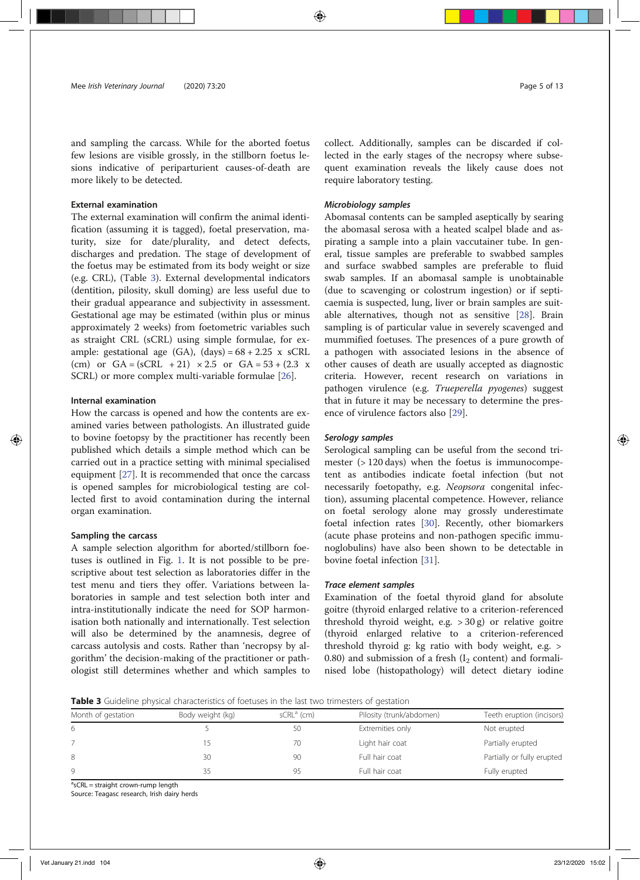and sampling the carcass. While for the aborted foetus few lesions are visible grossly, in the stillborn foetus lesions indicative of periparturient causes-of-death are more likely to be detected.

### External examination

The external examination will confirm the animal identification (assuming it is tagged), foetal preservation, maturity, size for date/plurality, and detect defects, discharges and predation. The stage of development of the foetus may be estimated from its body weight or size (e.g. CRL), (Table 3). External developmental indicators (dentition, pilosity, skull doming) are less useful due to their gradual appearance and subjectivity in assessment. Gestational age may be estimated (within plus or minus approximately 2 weeks) from foetometric variables such as straight CRL (sCRL) using simple formulae, for example: gestational age (GA), (days) = 68 + 2.25 x sCRL (cm) or GA = (sCRL + 21) × 2.5 or GA = 53 + (2.3 x SCRL) or more complex multi-variable formulae [26].

### Internal examination

How the carcass is opened and how the contents are examined varies between pathologists. An illustrated guide to bovine foetopsy by the practitioner has recently been published which details a simple method which can be carried out in a practice setting with minimal specialised equipment [27]. It is recommended that once the carcass is opened samples for microbiological testing are collected first to avoid contamination during the internal organ examination.

### Sampling the carcass

A sample selection algorithm for aborted/stillborn foetuses is outlined in Fig. 1. It is not possible to be prescriptive about test selection as laboratories differ in the test menu and tiers they offer. Variations between laboratories in sample and test selection both inter and intra-institutionally indicate the need for SOP harmonisation both nationally and internationally. Test selection will also be determined by the anamnesis, degree of carcass autolysis and costs. Rather than 'necropsy by algorithm' the decision-making of the practitioner or pathologist still determines whether and which samples to collect. Additionally, samples can be discarded if collected in the early stages of the necropsy where subsequent examination reveals the likely cause does not require laboratory testing.

#### *Microbiology samples*

Abomasal contents can be sampled aseptically by searing the abomasal serosa with a heated scalpel blade and aspirating a sample into a plain vaccutainer tube. In general, tissue samples are preferable to swabbed samples and surface swabbed samples are preferable to fluid swab samples. If an abomasal sample is unobtainable (due to scavenging or colostrum ingestion) or if septicaemia is suspected, lung, liver or brain samples are suitable alternatives, though not as sensitive [28]. Brain sampling is of particular value in severely scavenged and mummified foetuses. The presences of a pure growth of a pathogen with associated lesions in the absence of other causes of death are usually accepted as diagnostic criteria. However, recent research on variations in pathogen virulence (e.g. *Trueperella pyogenes*) suggest that in future it may be necessary to determine the presence of virulence factors also [29].

#### *Serology samples*

Serological sampling can be useful from the second trimester (> 120 days) when the foetus is immunocompetent as antibodies indicate foetal infection (but not necessarily foetopathy, e.g. *Neospora* congenital infection), assuming placental competence. However, reliance on foetal serology alone may grossly underestimate foetal infection rates [30]. Recently, other biomarkers (acute phase proteins and non-pathogen specific immunoglobulins) have also been shown to be detectable in bovine foetal infection [31].

#### *Trace element samples*

Examination of the foetal thyroid gland for absolute goitre (thyroid enlarged relative to a criterion-referenced threshold thyroid weight, e.g. > 30 g) or relative goitre (thyroid enlarged relative to a criterion-referenced threshold thyroid g: kg ratio with body weight, e.g. > 0.80) and submission of a fresh ($I_2$ content) and formalinised lobe (histopathology) will detect dietary iodine

**Table 3** Guideline physical characteristics of foetuses in the last two trimesters of gestation

| Month of gestation | Body weight (kg) | sCRL[a] (cm) | Pilosity (trunk/abdomen) | Teeth eruption (incisors) |
|---|---|---|---|---|
| 6 | 5 | 50 | Extremities only | Not erupted |
| 7 | 15 | 70 | Light hair coat | Partially erupted |
| 8 | 30 | 90 | Full hair coat | Partially or fully erupted |
| 9 | 35 | 95 | Full hair coat | Fully erupted |

[a]sCRL = straight crown-rump length
Source: Teagasc research, Irish dairy herds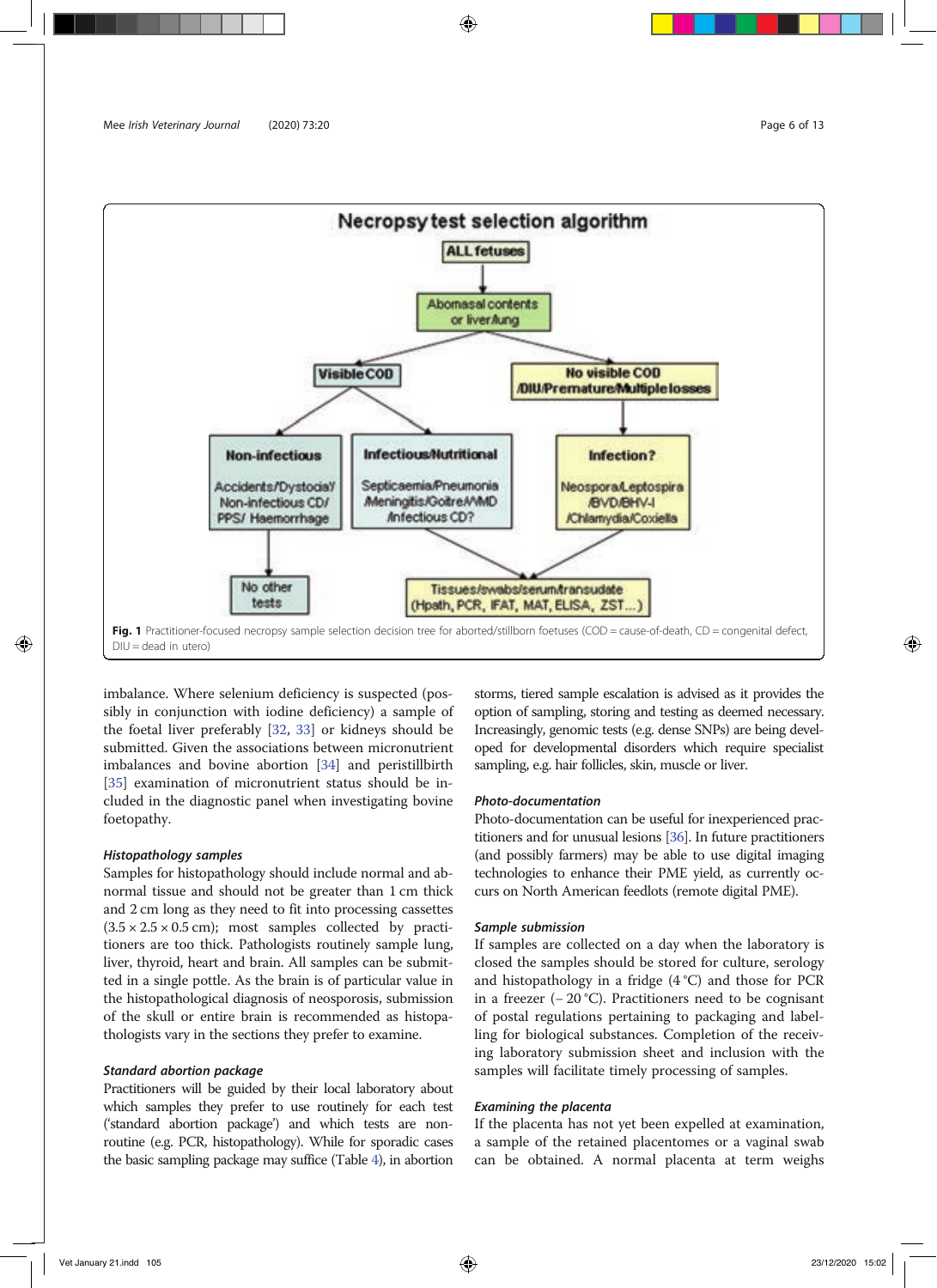**Necropsy test selection algorithm**

- ALL fetuses
  - Abomasal contents or liver/lung
    - Visible COD
      - Non-infectious: Accidents/Dystocia/ Non-infectious CD/ PPS/ Haemorrhage → No other tests
      - Infectious/Nutritional: Septicaemia/Pneumonia /Meningitis/Goitre/WMD /Infectious CD? → Tissues/swabs/serum/transudate (Hpath, PCR, IFAT, MAT, ELISA, ZST…)
    - No visible COD /DIU/Premature/Multiple losses
      - Infection?: Neospora/Leptospira /BVD/BHV-I /Chlamydia/Coxiella → Tissues/swabs/serum/transudate (Hpath, PCR, IFAT, MAT, ELISA, ZST…)

**Fig. 1** Practitioner-focused necropsy sample selection decision tree for aborted/stillborn foetuses (COD = cause-of-death, CD = congenital defect, DIU = dead in utero)

imbalance. Where selenium deficiency is suspected (possibly in conjunction with iodine deficiency) a sample of the foetal liver preferably [32, 33] or kidneys should be submitted. Given the associations between micronutrient imbalances and bovine abortion [34] and peristillbirth [35] examination of micronutrient status should be included in the diagnostic panel when investigating bovine foetopathy.

#### *Histopathology samples*

Samples for histopathology should include normal and abnormal tissue and should not be greater than 1 cm thick and 2 cm long as they need to fit into processing cassettes (3.5 × 2.5 × 0.5 cm); most samples collected by practitioners are too thick. Pathologists routinely sample lung, liver, thyroid, heart and brain. All samples can be submitted in a single pottle. As the brain is of particular value in the histopathological diagnosis of neosporosis, submission of the skull or entire brain is recommended as histopathologists vary in the sections they prefer to examine.

#### *Standard abortion package*

Practitioners will be guided by their local laboratory about which samples they prefer to use routinely for each test ('standard abortion package') and which tests are non-routine (e.g. PCR, histopathology). While for sporadic cases the basic sampling package may suffice (Table 4), in abortion storms, tiered sample escalation is advised as it provides the option of sampling, storing and testing as deemed necessary. Increasingly, genomic tests (e.g. dense SNPs) are being developed for developmental disorders which require specialist sampling, e.g. hair follicles, skin, muscle or liver.

#### *Photo-documentation*

Photo-documentation can be useful for inexperienced practitioners and for unusual lesions [36]. In future practitioners (and possibly farmers) may be able to use digital imaging technologies to enhance their PME yield, as currently occurs on North American feedlots (remote digital PME).

#### *Sample submission*

If samples are collected on a day when the laboratory is closed the samples should be stored for culture, serology and histopathology in a fridge (4 °C) and those for PCR in a freezer (− 20 °C). Practitioners need to be cognisant of postal regulations pertaining to packaging and labelling for biological substances. Completion of the receiving laboratory submission sheet and inclusion with the samples will facilitate timely processing of samples.

#### *Examining the placenta*

If the placenta has not yet been expelled at examination, a sample of the retained placentomes or a vaginal swab can be obtained. A normal placenta at term weighs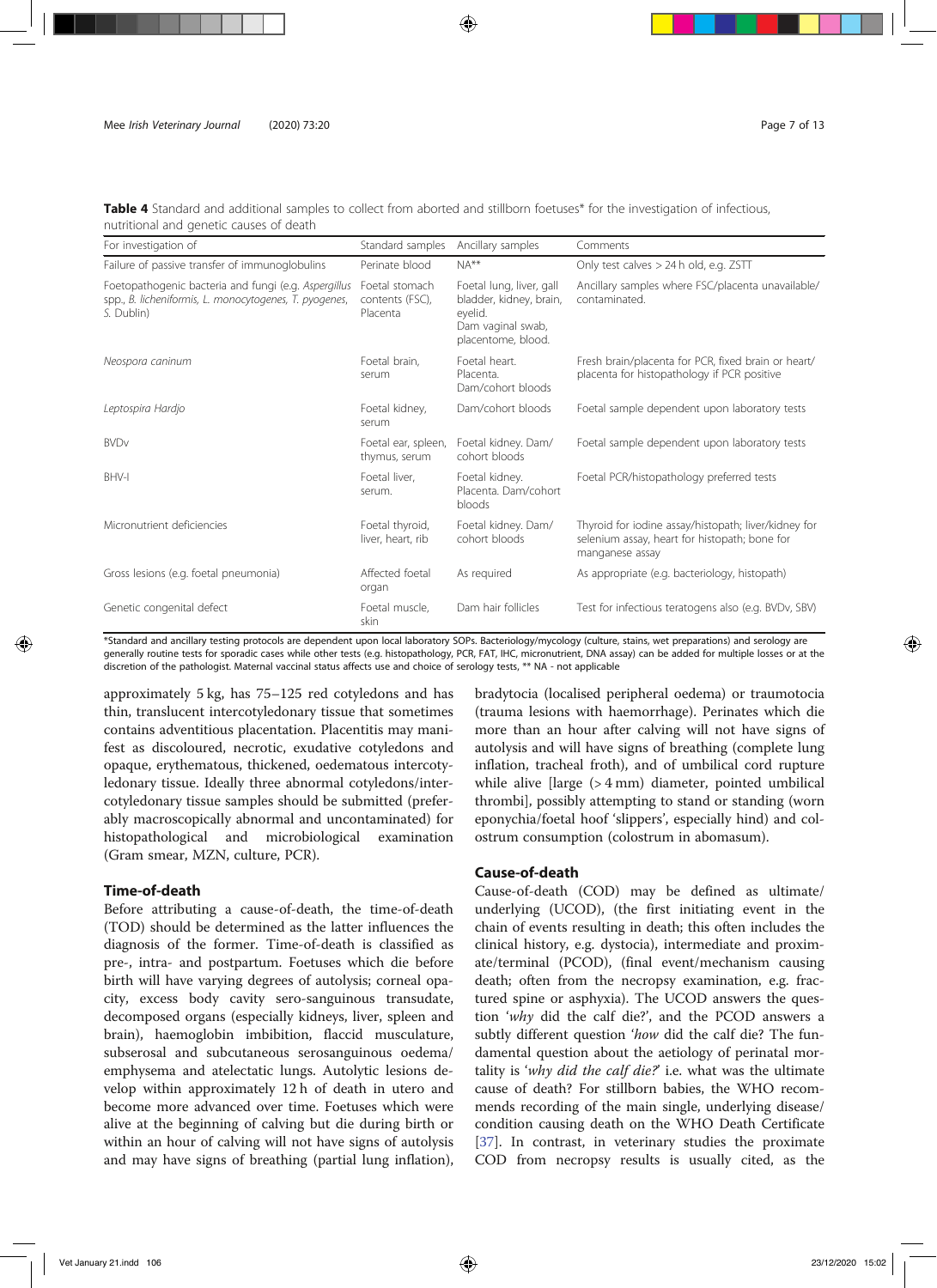**Table 4** Standard and additional samples to collect from aborted and stillborn foetuses* for the investigation of infectious, nutritional and genetic causes of death

| For investigation of | Standard samples | Ancillary samples | Comments |
|---|---|---|---|
| Failure of passive transfer of immunoglobulins | Perinate blood | NA** | Only test calves > 24 h old, e.g. ZSTT |
| Foetopathogenic bacteria and fungi (e.g. *Aspergillus* spp., *B. licheniformis*, *L. monocytogenes*, *T. pyogenes*, *S.* Dublin) | Foetal stomach contents (FSC), Placenta | Foetal lung, liver, gall bladder, kidney, brain, eyelid. Dam vaginal swab, placentome, blood. | Ancillary samples where FSC/placenta unavailable/ contaminated. |
| *Neospora caninum* | Foetal brain, serum | Foetal heart. Placenta. Dam/cohort bloods | Fresh brain/placenta for PCR, fixed brain or heart/ placenta for histopathology if PCR positive |
| *Leptospira* Hardjo | Foetal kidney, serum | Dam/cohort bloods | Foetal sample dependent upon laboratory tests |
| BVDv | Foetal ear, spleen, thymus, serum | Foetal kidney. Dam/ cohort bloods | Foetal sample dependent upon laboratory tests |
| BHV-I | Foetal liver, serum. | Foetal kidney. Placenta. Dam/cohort bloods | Foetal PCR/histopathology preferred tests |
| Micronutrient deficiencies | Foetal thyroid, liver, heart, rib | Foetal kidney. Dam/ cohort bloods | Thyroid for iodine assay/histopath; liver/kidney for selenium assay, heart for histopath; bone for manganese assay |
| Gross lesions (e.g. foetal pneumonia) | Affected foetal organ | As required | As appropriate (e.g. bacteriology, histopath) |
| Genetic congenital defect | Foetal muscle, skin | Dam hair follicles | Test for infectious teratogens also (e.g. BVDv, SBV) |

*Standard and ancillary testing protocols are dependent upon local laboratory SOPs. Bacteriology/mycology (culture, stains, wet preparations) and serology are generally routine tests for sporadic cases while other tests (e.g. histopathology, PCR, FAT, IHC, micronutrient, DNA assay) can be added for multiple losses or at the discretion of the pathologist. Maternal vaccinal status affects use and choice of serology tests, ** NA - not applicable

approximately 5 kg, has 75–125 red cotyledons and has thin, translucent intercotyledonary tissue that sometimes contains adventitious placentation. Placentitis may manifest as discoloured, necrotic, exudative cotyledons and opaque, erythematous, thickened, oedematous intercotyledonary tissue. Ideally three abnormal cotyledons/intercotyledonary tissue samples should be submitted (preferably macroscopically abnormal and uncontaminated) for histopathological and microbiological examination (Gram smear, MZN, culture, PCR).

## Time-of-death

Before attributing a cause-of-death, the time-of-death (TOD) should be determined as the latter influences the diagnosis of the former. Time-of-death is classified as pre-, intra- and postpartum. Foetuses which die before birth will have varying degrees of autolysis; corneal opacity, excess body cavity sero-sanguinous transudate, decomposed organs (especially kidneys, liver, spleen and brain), haemoglobin imbibition, flaccid musculature, subserosal and subcutaneous serosanguinous oedema/ emphysema and atelectatic lungs. Autolytic lesions develop within approximately 12 h of death in utero and become more advanced over time. Foetuses which were alive at the beginning of calving but die during birth or within an hour of calving will not have signs of autolysis and may have signs of breathing (partial lung inflation), bradytocia (localised peripheral oedema) or traumotocia (trauma lesions with haemorrhage). Perinates which die more than an hour after calving will not have signs of autolysis and will have signs of breathing (complete lung inflation, tracheal froth), and of umbilical cord rupture while alive [large (> 4 mm) diameter, pointed umbilical thrombi], possibly attempting to stand or standing (worn eponychia/foetal hoof 'slippers', especially hind) and colostrum consumption (colostrum in abomasum).

## Cause-of-death

Cause-of-death (COD) may be defined as ultimate/ underlying (UCOD), (the first initiating event in the chain of events resulting in death; this often includes the clinical history, e.g. dystocia), intermediate and proximate/terminal (PCOD), (final event/mechanism causing death; often from the necropsy examination, e.g. fractured spine or asphyxia). The UCOD answers the question '*why* did the calf die?', and the PCOD answers a subtly different question '*how* did the calf die? The fundamental question about the aetiology of perinatal mortality is '*why did the calf die?*' i.e. what was the ultimate cause of death? For stillborn babies, the WHO recommends recording of the main single, underlying disease/ condition causing death on the WHO Death Certificate [37]. In contrast, in veterinary studies the proximate COD from necropsy results is usually cited, as the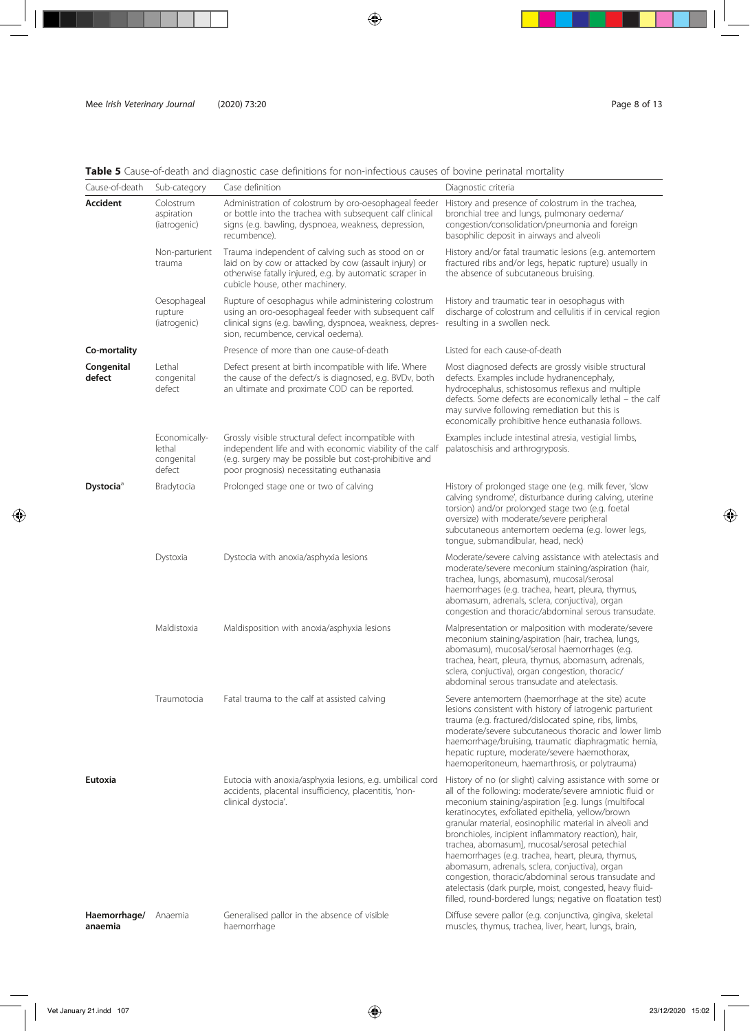**Table 5** Cause-of-death and diagnostic case definitions for non-infectious causes of bovine perinatal mortality

| Cause-of-death | Sub-category | Case definition | Diagnostic criteria |
|---|---|---|---|
| **Accident** | Colostrum aspiration (iatrogenic) | Administration of colostrum by oro-oesophageal feeder or bottle into the trachea with subsequent calf clinical signs (e.g. bawling, dyspnoea, weakness, depression, recumbence). | History and presence of colostrum in the trachea, bronchial tree and lungs, pulmonary oedema/ congestion/consolidation/pneumonia and foreign basophilic deposit in airways and alveoli |
| | Non-parturient trauma | Trauma independent of calving such as stood on or laid on by cow or attacked by cow (assault injury) or otherwise fatally injured, e.g. by automatic scraper in cubicle house, other machinery. | History and/or fatal traumatic lesions (e.g. antemortem fractured ribs and/or legs, hepatic rupture) usually in the absence of subcutaneous bruising. |
| | Oesophageal rupture (iatrogenic) | Rupture of oesophagus while administering colostrum using an oro-oesophageal feeder with subsequent calf clinical signs (e.g. bawling, dyspnoea, weakness, depression, recumbence, cervical oedema). | History and traumatic tear in oesophagus with discharge of colostrum and cellulitis if in cervical region resulting in a swollen neck. |
| **Co-mortality** | | Presence of more than one cause-of-death | Listed for each cause-of-death |
| **Congenital defect** | Lethal congenital defect | Defect present at birth incompatible with life. Where the cause of the defect/s is diagnosed, e.g. BVDv, both an ultimate and proximate COD can be reported. | Most diagnosed defects are grossly visible structural defects. Examples include hydranencephaly, hydrocephalus, schistosomus reflexus and multiple defects. Some defects are economically lethal – the calf may survive following remediation but this is economically prohibitive hence euthanasia follows. |
| | Economically-lethal congenital defect | Grossly visible structural defect incompatible with independent life and with economic viability of the calf (e.g. surgery may be possible but cost-prohibitive and poor prognosis) necessitating euthanasia | Examples include intestinal atresia, vestigial limbs, palatoschisis and arthrogryposis. |
| **Dystocia**[a] | Bradytocia | Prolonged stage one or two of calving | History of prolonged stage one (e.g. milk fever, 'slow calving syndrome', disturbance during calving, uterine torsion) and/or prolonged stage two (e.g. foetal oversize) with moderate/severe peripheral subcutaneous antemortem oedema (e.g. lower legs, tongue, submandibular, head, neck) |
| | Dystoxia | Dystocia with anoxia/asphyxia lesions | Moderate/severe calving assistance with atelectasis and moderate/severe meconium staining/aspiration (hair, trachea, lungs, abomasum), mucosal/serosal haemorrhages (e.g. trachea, heart, pleura, thymus, abomasum, adrenals, sclera, conjuctiva), organ congestion and thoracic/abdominal serous transudate. |
| | Maldistoxia | Maldisposition with anoxia/asphyxia lesions | Malpresentation or malposition with moderate/severe meconium staining/aspiration (hair, trachea, lungs, abomasum), mucosal/serosal haemorrhages (e.g. trachea, heart, pleura, thymus, abomasum, adrenals, sclera, conjuctiva), organ congestion, thoracic/ abdominal serous transudate and atelectasis. |
| | Traumotocia | Fatal trauma to the calf at assisted calving | Severe antemortem (haemorrhage at the site) acute lesions consistent with history of iatrogenic parturient trauma (e.g. fractured/dislocated spine, ribs, limbs, moderate/severe subcutaneous thoracic and lower limb haemorrhage/bruising, traumatic diaphragmatic hernia, hepatic rupture, moderate/severe haemothorax, haemoperitoneum, haemarthrosis, or polytrauma) |
| **Eutoxia** | | Eutocia with anoxia/asphyxia lesions, e.g. umbilical cord accidents, placental insufficiency, placentitis, 'non-clinical dystocia'. | History of no (or slight) calving assistance with some or all of the following: moderate/severe amniotic fluid or meconium staining/aspiration [e.g. lungs (multifocal keratinocytes, exfoliated epithelia, yellow/brown granular material, eosinophilic material in alveoli and bronchioles, incipient inflammatory reaction), hair, trachea, abomasum], mucosal/serosal petechial haemorrhages (e.g. trachea, heart, pleura, thymus, abomasum, adrenals, sclera, conjuctiva), organ congestion, thoracic/abdominal serous transudate and atelectasis (dark purple, moist, congested, heavy fluid-filled, round-bordered lungs; negative on floatation test) |
| **Haemorrhage/ anaemia** | Anaemia | Generalised pallor in the absence of visible haemorrhage | Diffuse severe pallor (e.g. conjunctiva, gingiva, skeletal muscles, thymus, trachea, liver, heart, lungs, brain, |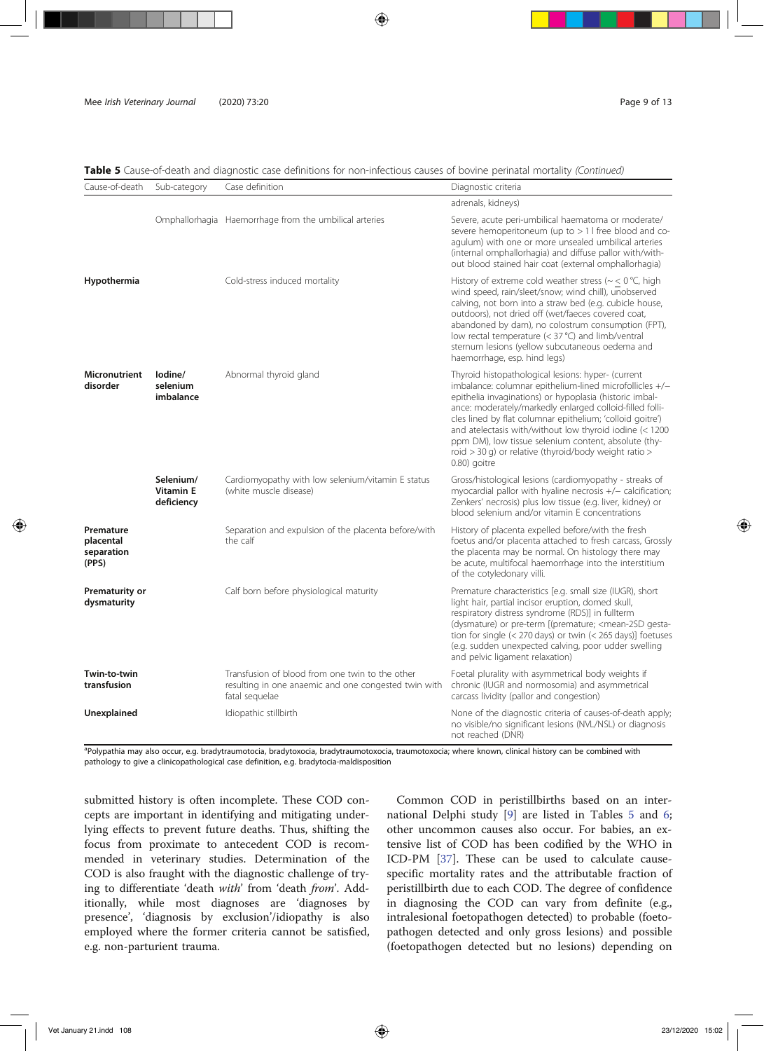**Table 5** Cause-of-death and diagnostic case definitions for non-infectious causes of bovine perinatal mortality *(Continued)*

| Cause-of-death | Sub-category | Case definition | Diagnostic criteria |
|---|---|---|---|
| | | | adrenals, kidneys) |
| | Omphallorhagia | Haemorrhage from the umbilical arteries | Severe, acute peri-umbilical haematoma or moderate/severe hemoperitoneum (up to > 1 l free blood and co-agulum) with one or more unsealed umbilical arteries (internal omphallorhagia) and diffuse pallor with/without blood stained hair coat (external omphallorhagia) |
| **Hypothermia** | | Cold-stress induced mortality | History of extreme cold weather stress (~ ≤ 0 °C, high wind speed, rain/sleet/snow; wind chill), unobserved calving, not born into a straw bed (e.g. cubicle house, outdoors), not dried off (wet/faeces covered coat, abandoned by dam), no colostrum consumption (FPT), low rectal temperature (< 37 °C) and limb/ventral sternum lesions (yellow subcutaneous oedema and haemorrhage, esp. hind legs) |
| **Micronutrient disorder** | **Iodine/ selenium imbalance** | Abnormal thyroid gland | Thyroid histopathological lesions: hyper- (current imbalance: columnar epithelium-lined microfollicles +/− epithelia invaginations) or hypoplasia (historic imbalance: moderately/markedly enlarged colloid-filled follicles lined by flat columnar epithelium; 'colloid goitre') and atelectasis with/without low thyroid iodine (< 1200 ppm DM), low tissue selenium content, absolute (thyroid > 30 g) or relative (thyroid/body weight ratio > 0.80) goitre |
| | **Selenium/ Vitamin E deficiency** | Cardiomyopathy with low selenium/vitamin E status (white muscle disease) | Gross/histological lesions (cardiomyopathy - streaks of myocardial pallor with hyaline necrosis +/− calcification; Zenkers' necrosis) plus low tissue (e.g. liver, kidney) or blood selenium and/or vitamin E concentrations |
| **Premature placental separation (PPS)** | | Separation and expulsion of the placenta before/with the calf | History of placenta expelled before/with the fresh foetus and/or placenta attached to fresh carcass, Grossly the placenta may be normal. On histology there may be acute, multifocal haemorrhage into the interstitium of the cotyledonary villi. |
| **Prematurity or dysmaturity** | | Calf born before physiological maturity | Premature characteristics [e.g. small size (IUGR), short light hair, partial incisor eruption, domed skull, respiratory distress syndrome (RDS)] in fullterm (dysmature) or pre-term [(premature; <mean-2SD gestation for single (< 270 days) or twin (< 265 days)] foetuses (e.g. sudden unexpected calving, poor udder swelling and pelvic ligament relaxation) |
| **Twin-to-twin transfusion** | | Transfusion of blood from one twin to the other resulting in one anaemic and one congested twin with fatal sequelae | Foetal plurality with asymmetrical body weights if chronic (IUGR and normosomia) and asymmetrical carcass lividity (pallor and congestion) |
| **Unexplained** | | Idiopathic stillbirth | None of the diagnostic criteria of causes-of-death apply; no visible/no significant lesions (NVL/NSL) or diagnosis not reached (DNR) |

[a]Polypathia may also occur, e.g. bradytraumotocia, bradytoxocia, bradytraumotoxocia, traumotoxocia; where known, clinical history can be combined with pathology to give a clinicopathological case definition, e.g. bradytocia-maldisposition

submitted history is often incomplete. These COD concepts are important in identifying and mitigating underlying effects to prevent future deaths. Thus, shifting the focus from proximate to antecedent COD is recommended in veterinary studies. Determination of the COD is also fraught with the diagnostic challenge of trying to differentiate 'death *with*' from 'death *from*'. Additionally, while most diagnoses are 'diagnoses by presence', 'diagnosis by exclusion'/idiopathy is also employed where the former criteria cannot be satisfied, e.g. non-parturient trauma.

Common COD in peristillbirths based on an international Delphi study [9] are listed in Tables 5 and 6; other uncommon causes also occur. For babies, an extensive list of COD has been codified by the WHO in ICD-PM [37]. These can be used to calculate cause-specific mortality rates and the attributable fraction of peristillbirth due to each COD. The degree of confidence in diagnosing the COD can vary from definite (e.g., intralesional foetopathogen detected) to probable (foetopathogen detected and only gross lesions) and possible (foetopathogen detected but no lesions) depending on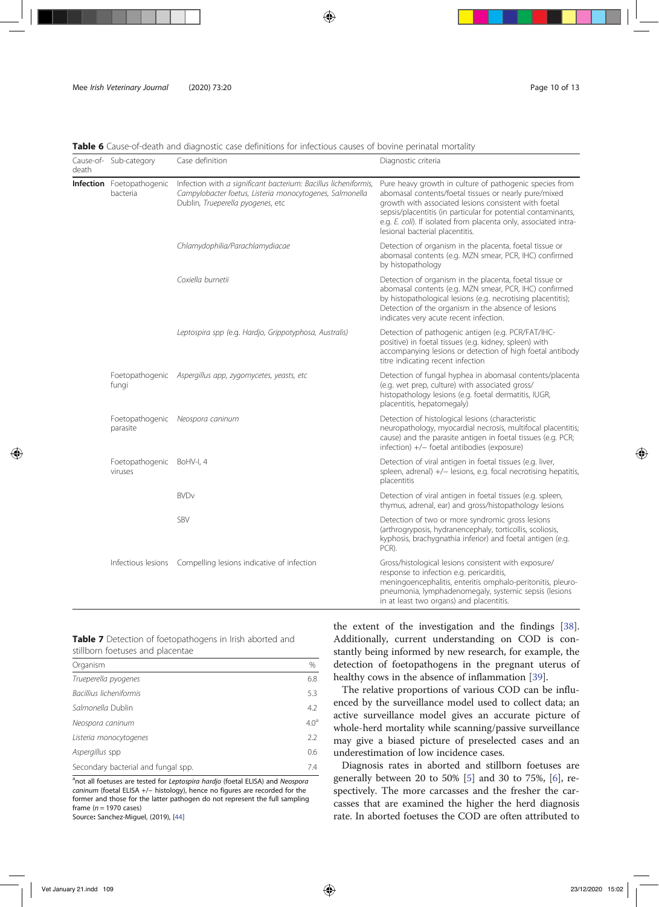**Table 6** Cause-of-death and diagnostic case definitions for infectious causes of bovine perinatal mortality

| Cause-of-death | Sub-category | Case definition | Diagnostic criteria |
|---|---|---|---|
| **Infection** | Foetopathogenic bacteria | Infection with *a significant bacterium: Bacillus licheniformis, Campylobacter foetus, Listeria monocytogenes, Salmonella* Dublin, *Trueperella pyogenes*, etc | Pure heavy growth in culture of pathogenic species from abomasal contents/foetal tissues or nearly pure/mixed growth with associated lesions consistent with foetal sepsis/placentitis (in particular for potential contaminants, e.g. *E. coli*). If isolated from placenta only, associated intra-lesional bacterial placentitis. |
| | | *Chlamydophilia/Parachlamydiacae* | Detection of organism in the placenta, foetal tissue or abomasal contents (e.g. MZN smear, PCR, IHC) confirmed by histopathology |
| | | *Coxiella burnetii* | Detection of organism in the placenta, foetal tissue or abomasal contents (e.g. MZN smear, PCR, IHC) confirmed by histopathological lesions (e.g. necrotising placentitis); Detection of the organism in the absence of lesions indicates very acute recent infection. |
| | | *Leptospira spp* (e.g. Hardjo, Grippotyphosa, Australis) | Detection of pathogenic antigen (e.g. PCR/FAT/IHC-positive) in foetal tissues (e.g. kidney, spleen) with accompanying lesions or detection of high foetal antibody titre indicating recent infection |
| | Foetopathogenic fungi | *Aspergillus app, zygomycetes, yeasts, etc* | Detection of fungal hyphea in abomasal contents/placenta (e.g. wet prep, culture) with associated gross/ histopathology lesions (e.g. foetal dermatitis, IUGR, placentitis, hepatomegaly) |
| | Foetopathogenic parasite | *Neospora caninum* | Detection of histological lesions (characteristic neuropathology, myocardial necrosis, multifocal placentitis; cause) and the parasite antigen in foetal tissues (e.g. PCR; infection) +/− foetal antibodies (exposure) |
| | Foetopathogenic viruses | BoHV-I, 4 | Detection of viral antigen in foetal tissues (e.g. liver, spleen, adrenal) +/− lesions, e.g. focal necrotising hepatitis, placentitis |
| | | BVDv | Detection of viral antigen in foetal tissues (e.g. spleen, thymus, adrenal, ear) and gross/histopathology lesions |
| | | SBV | Detection of two or more syndromic gross lesions (arthrogryposis, hydranencephaly, torticollis, scoliosis, kyphosis, brachygnathia inferior) and foetal antigen (e.g. PCR). |
| | Infectious lesions | Compelling lesions indicative of infection | Gross/histological lesions consistent with exposure/ response to infection e.g. pericarditis, meningoencephalitis, enteritis omphalo-peritonitis, pleuro-pneumonia, lymphadenomegaly, systemic sepsis (lesions in at least two organs) and placentitis. |

**Table 7** Detection of foetopathogens in Irish aborted and stillborn foetuses and placentae

| Organism | % |
|---|---|
| *Trueperella pyogenes* | 6.8 |
| *Bacillius licheniformis* | 5.3 |
| *Salmonella* Dublin | 4.2 |
| *Neospora caninum* | 4.0[a] |
| *Listeria monocytogenes* | 2.2 |
| *Aspergillus* spp | 0.6 |
| Secondary bacterial and fungal spp. | 7.4 |

[a]not all foetuses are tested for *Leptospira hardjo* (foetal ELISA) and *Neospora caninum* (foetal ELISA +/− histology), hence no figures are recorded for the former and those for the latter pathogen do not represent the full sampling frame (*n* = 1970 cases)
Source: Sanchez-Miguel, (2019), [44]

the extent of the investigation and the findings [38]. Additionally, current understanding on COD is constantly being informed by new research, for example, the detection of foetopathogens in the pregnant uterus of healthy cows in the absence of inflammation [39].

The relative proportions of various COD can be influenced by the surveillance model used to collect data; an active surveillance model gives an accurate picture of whole-herd mortality while scanning/passive surveillance may give a biased picture of preselected cases and an underestimation of low incidence cases.

Diagnosis rates in aborted and stillborn foetuses are generally between 20 to 50% [5] and 30 to 75%, [6], respectively. The more carcasses and the fresher the carcasses that are examined the higher the herd diagnosis rate. In aborted foetuses the COD are often attributed to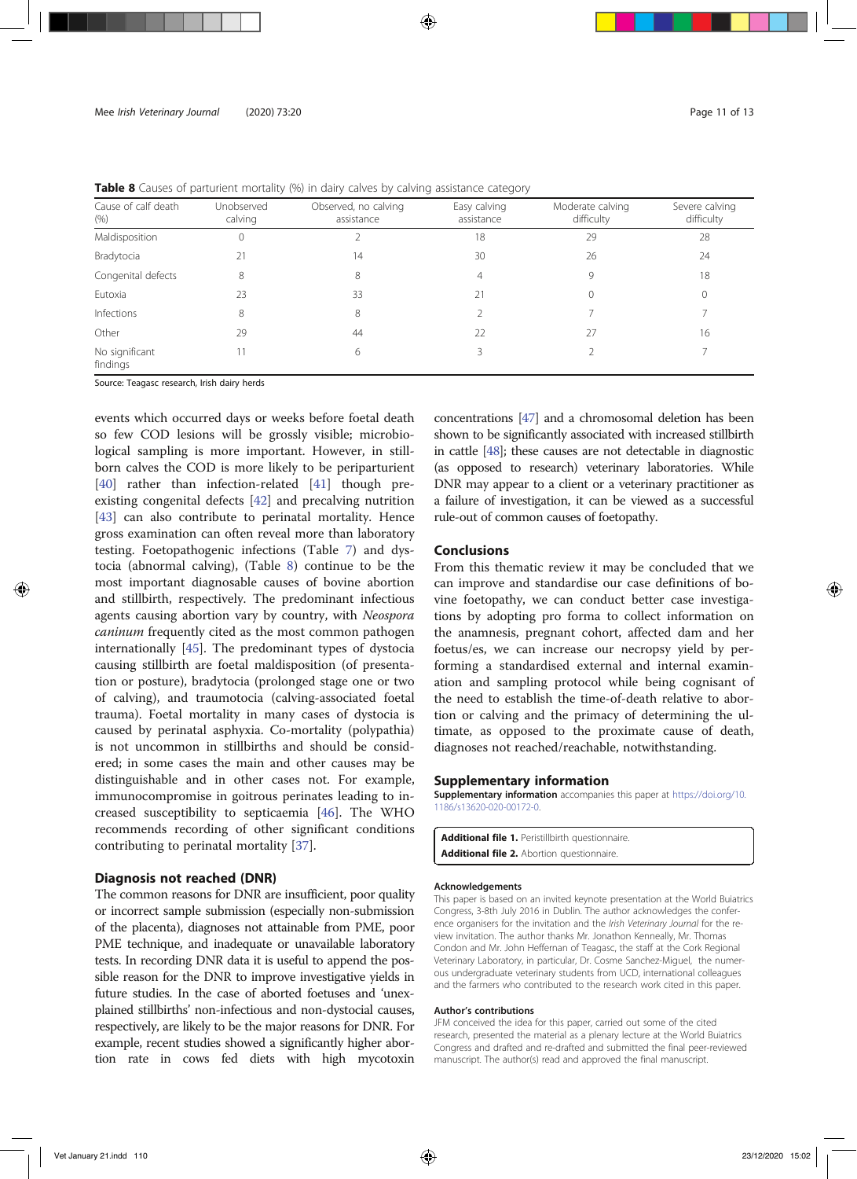**Table 8** Causes of parturient mortality (%) in dairy calves by calving assistance category

| Cause of calf death (%) | Unobserved calving | Observed, no calving assistance | Easy calving assistance | Moderate calving difficulty | Severe calving difficulty |
|---|---|---|---|---|---|
| Maldisposition | 0 | 2 | 18 | 29 | 28 |
| Bradytocia | 21 | 14 | 30 | 26 | 24 |
| Congenital defects | 8 | 8 | 4 | 9 | 18 |
| Eutoxia | 23 | 33 | 21 | 0 | 0 |
| Infections | 8 | 8 | 2 | 7 | 7 |
| Other | 29 | 44 | 22 | 27 | 16 |
| No significant findings | 11 | 6 | 3 | 2 | 7 |

Source: Teagasc research, Irish dairy herds

events which occurred days or weeks before foetal death so few COD lesions will be grossly visible; microbiological sampling is more important. However, in stillborn calves the COD is more likely to be periparturient [40] rather than infection-related [41] though pre-existing congenital defects [42] and precalving nutrition [43] can also contribute to perinatal mortality. Hence gross examination can often reveal more than laboratory testing. Foetopathogenic infections (Table 7) and dystocia (abnormal calving), (Table 8) continue to be the most important diagnosable causes of bovine abortion and stillbirth, respectively. The predominant infectious agents causing abortion vary by country, with *Neospora caninum* frequently cited as the most common pathogen internationally [45]. The predominant types of dystocia causing stillbirth are foetal maldisposition (of presentation or posture), bradytocia (prolonged stage one or two of calving), and traumotocia (calving-associated foetal trauma). Foetal mortality in many cases of dystocia is caused by perinatal asphyxia. Co-mortality (polypathia) is not uncommon in stillbirths and should be considered; in some cases the main and other causes may be distinguishable and in other cases not. For example, immunocompromise in goitrous perinates leading to increased susceptibility to septicaemia [46]. The WHO recommends recording of other significant conditions contributing to perinatal mortality [37].

## Diagnosis not reached (DNR)

The common reasons for DNR are insufficient, poor quality or incorrect sample submission (especially non-submission of the placenta), diagnoses not attainable from PME, poor PME technique, and inadequate or unavailable laboratory tests. In recording DNR data it is useful to append the possible reason for the DNR to improve investigative yields in future studies. In the case of aborted foetuses and 'unexplained stillbirths' non-infectious and non-dystocial causes, respectively, are likely to be the major reasons for DNR. For example, recent studies showed a significantly higher abortion rate in cows fed diets with high mycotoxin concentrations [47] and a chromosomal deletion has been shown to be significantly associated with increased stillbirth in cattle [48]; these causes are not detectable in diagnostic (as opposed to research) veterinary laboratories. While DNR may appear to a client or a veterinary practitioner as a failure of investigation, it can be viewed as a successful rule-out of common causes of foetopathy.

## Conclusions

From this thematic review it may be concluded that we can improve and standardise our case definitions of bovine foetopathy, we can conduct better case investigations by adopting pro forma to collect information on the anamnesis, pregnant cohort, affected dam and her foetus/es, we can increase our necropsy yield by performing a standardised external and internal examination and sampling protocol while being cognisant of the need to establish the time-of-death relative to abortion or calving and the primacy of determining the ultimate, as opposed to the proximate cause of death, diagnoses not reached/reachable, notwithstanding.

## Supplementary information

**Supplementary information** accompanies this paper at https://doi.org/10.1186/s13620-020-00172-0.

**Additional file 1.** Peristillbirth questionnaire.
**Additional file 2.** Abortion questionnaire.

### Acknowledgements

This paper is based on an invited keynote presentation at the World Buiatrics Congress, 3-8th July 2016 in Dublin. The author acknowledges the conference organisers for the invitation and the *Irish Veterinary Journal* for the review invitation. The author thanks Mr. Jonathon Kenneally, Mr. Thomas Condon and Mr. John Heffernan of Teagasc, the staff at the Cork Regional Veterinary Laboratory, in particular, Dr. Cosme Sanchez-Miguel, the numerous undergraduate veterinary students from UCD, international colleagues and the farmers who contributed to the research work cited in this paper.

### Author's contributions

JFM conceived the idea for this paper, carried out some of the cited research, presented the material as a plenary lecture at the World Buiatrics Congress and drafted and re-drafted and submitted the final peer-reviewed manuscript. The author(s) read and approved the final manuscript.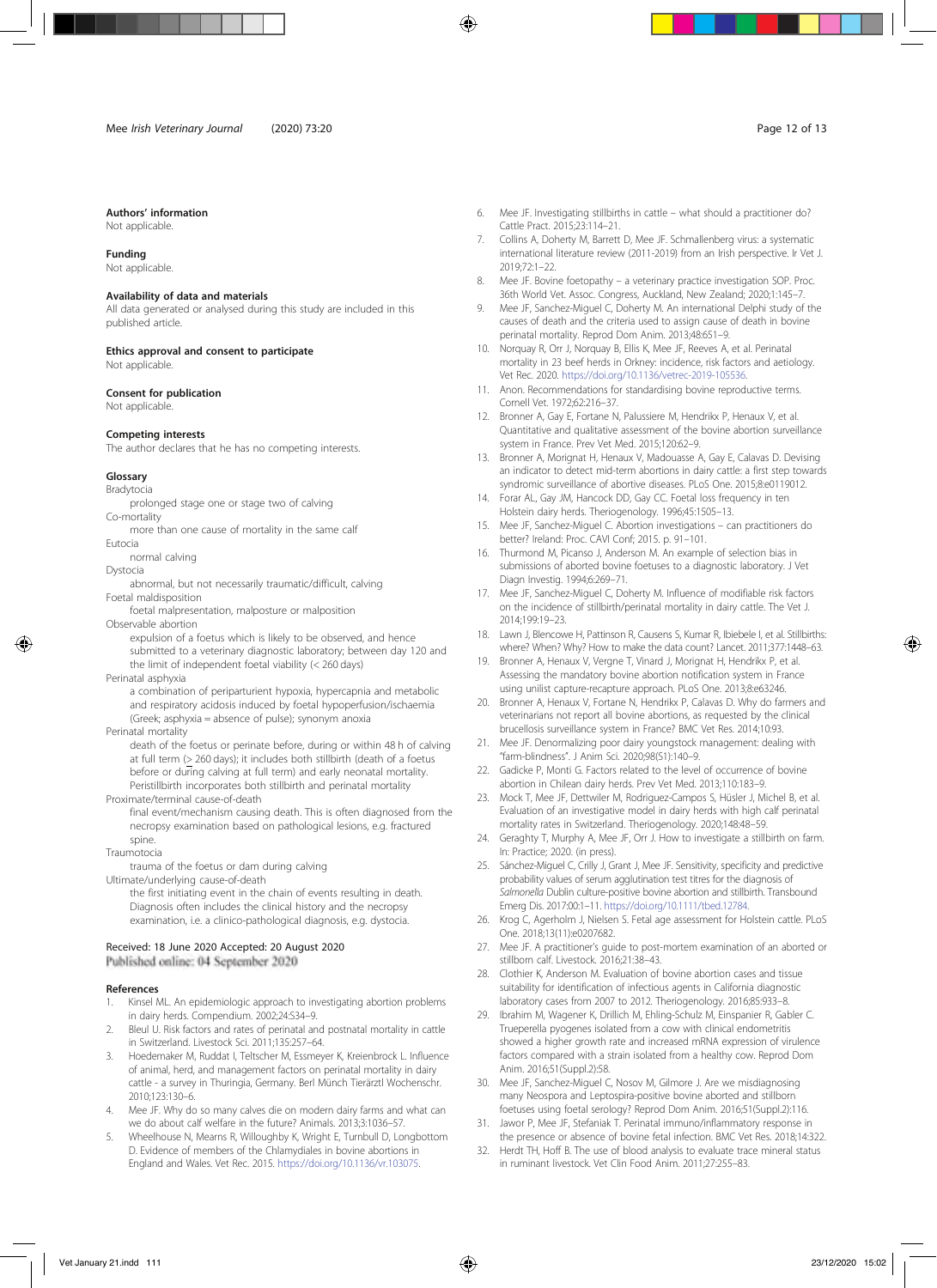### Authors' information

Not applicable.

### Funding

Not applicable.

### Availability of data and materials

All data generated or analysed during this study are included in this published article.

### Ethics approval and consent to participate

Not applicable.

### Consent for publication

Not applicable.

### Competing interests

The author declares that he has no competing interests.

### Glossary

Bradytocia
: prolonged stage one or stage two of calving

Co-mortality
: more than one cause of mortality in the same calf

Eutocia
: normal calving

Dystocia
: abnormal, but not necessarily traumatic/difficult, calving

Foetal maldisposition
: foetal malpresentation, malposture or malposition

Observable abortion
: expulsion of a foetus which is likely to be observed, and hence submitted to a veterinary diagnostic laboratory; between day 120 and the limit of independent foetal viability (< 260 days)

Perinatal asphyxia
: a combination of periparturient hypoxia, hypercapnia and metabolic and respiratory acidosis induced by foetal hypoperfusion/ischaemia (Greek; asphyxia = absence of pulse); synonym anoxia

Perinatal mortality
: death of the foetus or perinate before, during or within 48 h of calving at full term (≥ 260 days); it includes both stillbirth (death of a foetus before or during calving at full term) and early neonatal mortality. Peristillbirth incorporates both stillbirth and perinatal mortality

Proximate/terminal cause-of-death
: final event/mechanism causing death. This is often diagnosed from the necropsy examination based on pathological lesions, e.g. fractured spine.

Traumotocia
: trauma of the foetus or dam during calving

Ultimate/underlying cause-of-death
: the first initiating event in the chain of events resulting in death. Diagnosis often includes the clinical history and the necropsy examination, i.e. a clinico-pathological diagnosis, e.g. dystocia.

Received: 18 June 2020 Accepted: 20 August 2020
Published online: 04 September 2020

### References

1. Kinsel ML. An epidemiologic approach to investigating abortion problems in dairy herds. Compendium. 2002;24:S34–9.
2. Bleul U. Risk factors and rates of perinatal and postnatal mortality in cattle in Switzerland. Livestock Sci. 2011;135:257–64.
3. Hoedemaker M, Ruddat I, Teltscher M, Essmeyer K, Kreienbrock L. Influence of animal, herd, and management factors on perinatal mortality in dairy cattle - a survey in Thuringia, Germany. Berl Münch Tierärztl Wochenschr. 2010;123:130–6.
4. Mee JF. Why do so many calves die on modern dairy farms and what can we do about calf welfare in the future? Animals. 2013;3:1036–57.
5. Wheelhouse N, Mearns R, Willoughby K, Wright E, Turnbull D, Longbottom D. Evidence of members of the Chlamydiales in bovine abortions in England and Wales. Vet Rec. 2015. https://doi.org/10.1136/vr.103075.
6. Mee JF. Investigating stillbirths in cattle – what should a practitioner do? Cattle Pract. 2015;23:114–21.
7. Collins A, Doherty M, Barrett D, Mee JF. Schmallenberg virus: a systematic international literature review (2011-2019) from an Irish perspective. Ir Vet J. 2019;72:1–22.
8. Mee JF. Bovine foetopathy – a veterinary practice investigation SOP. Proc. 36th World Vet. Assoc. Congress, Auckland, New Zealand; 2020;1:145–7.
9. Mee JF, Sanchez-Miguel C, Doherty M. An international Delphi study of the causes of death and the criteria used to assign cause of death in bovine perinatal mortality. Reprod Dom Anim. 2013;48:651–9.
10. Norquay R, Orr J, Norquay B, Ellis K, Mee JF, Reeves A, et al. Perinatal mortality in 23 beef herds in Orkney: incidence, risk factors and aetiology. Vet Rec. 2020. https://doi.org/10.1136/vetrec-2019-105536.
11. Anon. Recommendations for standardising bovine reproductive terms. Cornell Vet. 1972;62:216–37.
12. Bronner A, Gay E, Fortane N, Palussiere M, Hendrikx P, Henaux V, et al. Quantitative and qualitative assessment of the bovine abortion surveillance system in France. Prev Vet Med. 2015;120:62–9.
13. Bronner A, Morignat H, Henaux V, Madouasse A, Gay E, Calavas D. Devising an indicator to detect mid-term abortions in dairy cattle: a first step towards syndromic surveillance of abortive diseases. PLoS One. 2015;8:e0119012.
14. Forar AL, Gay JM, Hancock DD, Gay CC. Foetal loss frequency in ten Holstein dairy herds. Theriogenology. 1996;45:1505–13.
15. Mee JF, Sanchez-Miguel C. Abortion investigations – can practitioners do better? Ireland: Proc. CAVI Conf; 2015. p. 91–101.
16. Thurmond M, Picanso J, Anderson M. An example of selection bias in submissions of aborted bovine foetuses to a diagnostic laboratory. J Vet Diagn Investig. 1994;6:269–71.
17. Mee JF, Sanchez-Miguel C, Doherty M. Influence of modifiable risk factors on the incidence of stillbirth/perinatal mortality in dairy cattle. The Vet J. 2014;199:19–23.
18. Lawn J, Blencowe H, Pattinson R, Causens S, Kumar R, Ibiebele I, et al. Stillbirths: where? When? Why? How to make the data count? Lancet. 2011;377:1448–63.
19. Bronner A, Henaux V, Vergne T, Vinard J, Morignat H, Hendrikx P, et al. Assessing the mandatory bovine abortion notification system in France using unilist capture-recapture approach. PLoS One. 2013;8:e63246.
20. Bronner A, Henaux V, Fortane N, Hendrikx P, Calavas D. Why do farmers and veterinarians not report all bovine abortions, as requested by the clinical brucellosis surveillance system in France? BMC Vet Res. 2014;10:93.
21. Mee JF. Denormalizing poor dairy youngstock management: dealing with "farm-blindness". J Anim Sci. 2020;98(S1):140–9.
22. Gadicke P, Monti G. Factors related to the level of occurrence of bovine abortion in Chilean dairy herds. Prev Vet Med. 2013;110:183–9.
23. Mock T, Mee JF, Dettwiler M, Rodriguez-Campos S, Hüsler J, Michel B, et al. Evaluation of an investigative model in dairy herds with high calf perinatal mortality rates in Switzerland. Theriogenology. 2020;148:48–59.
24. Geraghty T, Murphy A, Mee JF, Orr J. How to investigate a stillbirth on farm. In: Practice; 2020. (in press).
25. Sánchez-Miguel C, Crilly J, Grant J, Mee JF. Sensitivity, specificity and predictive probability values of serum agglutination test titres for the diagnosis of *Salmonella* Dublin culture-positive bovine abortion and stillbirth. Transbound Emerg Dis. 2017:00:1–11. https://doi.org/10.1111/tbed.12784.
26. Krog C, Agerholm J, Nielsen S. Fetal age assessment for Holstein cattle. PLoS One. 2018;13(11):e0207682.
27. Mee JF. A practitioner's guide to post-mortem examination of an aborted or stillborn calf. Livestock. 2016;21:38–43.
28. Clothier K, Anderson M. Evaluation of bovine abortion cases and tissue suitability for identification of infectious agents in California diagnostic laboratory cases from 2007 to 2012. Theriogenology. 2016;85:933–8.
29. Ibrahim M, Wagener K, Drillich M, Ehling-Schulz M, Einspanier R, Gabler C. Trueperella pyogenes isolated from a cow with clinical endometritis showed a higher growth rate and increased mRNA expression of virulence factors compared with a strain isolated from a healthy cow. Reprod Dom Anim. 2016;51(Suppl.2):58.
30. Mee JF, Sanchez-Miguel C, Nosov M, Gilmore J. Are we misdiagnosing many Neospora and Leptospira-positive bovine aborted and stillborn foetuses using foetal serology? Reprod Dom Anim. 2016;51(Suppl.2):116.
31. Jawor P, Mee JF, Stefaniak T. Perinatal immuno/inflammatory response in the presence or absence of bovine fetal infection. BMC Vet Res. 2018;14:322.
32. Herdt TH, Hoff B. The use of blood analysis to evaluate trace mineral status in ruminant livestock. Vet Clin Food Anim. 2011;27:255–83.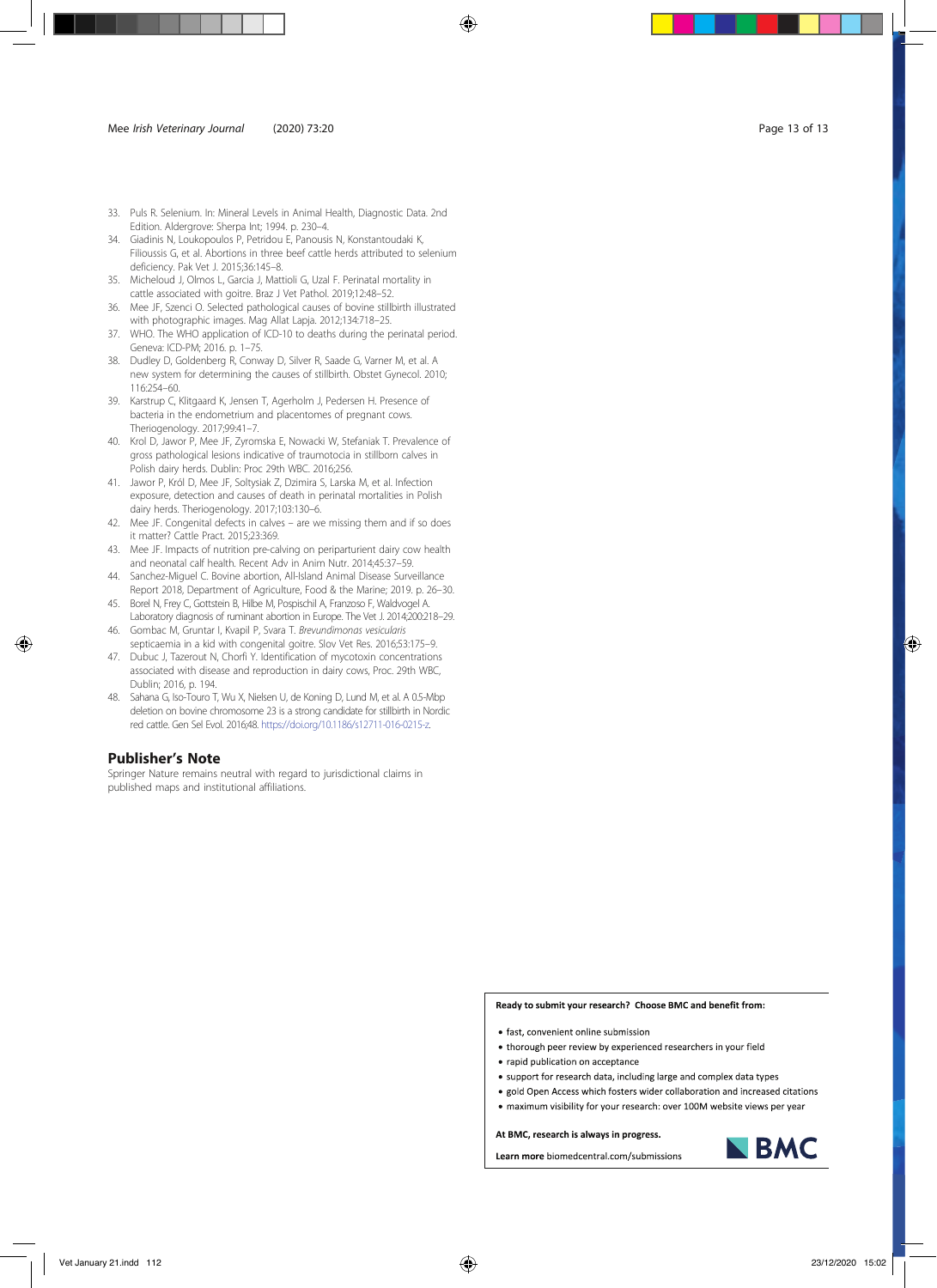33. Puls R. Selenium. In: Mineral Levels in Animal Health, Diagnostic Data. 2nd Edition. Aldergrove: Sherpa Int; 1994. p. 230–4.
34. Giadinis N, Loukopoulos P, Petridou E, Panousis N, Konstantoudaki K, Filioussis G, et al. Abortions in three beef cattle herds attributed to selenium deficiency. Pak Vet J. 2015;36:145–8.
35. Micheloud J, Olmos L, Garcia J, Mattioli G, Uzal F. Perinatal mortality in cattle associated with goitre. Braz J Vet Pathol. 2019;12:48–52.
36. Mee JF, Szenci O. Selected pathological causes of bovine stillbirth illustrated with photographic images. Mag Allat Lapja. 2012;134:718–25.
37. WHO. The WHO application of ICD-10 to deaths during the perinatal period. Geneva: ICD-PM; 2016. p. 1–75.
38. Dudley D, Goldenberg R, Conway D, Silver R, Saade G, Varner M, et al. A new system for determining the causes of stillbirth. Obstet Gynecol. 2010; 116:254–60.
39. Karstrup C, Klitgaard K, Jensen T, Agerholm J, Pedersen H. Presence of bacteria in the endometrium and placentomes of pregnant cows. Theriogenology. 2017;99:41–7.
40. Krol D, Jawor P, Mee JF, Zyromska E, Nowacki W, Stefaniak T. Prevalence of gross pathological lesions indicative of traumotocia in stillborn calves in Polish dairy herds. Dublin: Proc 29th WBC. 2016;256.
41. Jawor P, Król D, Mee JF, Soltysiak Z, Dzimira S, Larska M, et al. Infection exposure, detection and causes of death in perinatal mortalities in Polish dairy herds. Theriogenology. 2017;103:130–6.
42. Mee JF. Congenital defects in calves – are we missing them and if so does it matter? Cattle Pract. 2015;23:369.
43. Mee JF. Impacts of nutrition pre-calving on periparturient dairy cow health and neonatal calf health. Recent Adv in Anim Nutr. 2014;45:37–59.
44. Sanchez-Miguel C. Bovine abortion, All-Island Animal Disease Surveillance Report 2018, Department of Agriculture, Food & the Marine; 2019. p. 26–30.
45. Borel N, Frey C, Gottstein B, Hilbe M, Pospischil A, Franzoso F, Waldvogel A. Laboratory diagnosis of ruminant abortion in Europe. The Vet J. 2014;200:218–29.
46. Gombac M, Gruntar I, Kvapil P, Svara T. *Brevundimonas vesicularis* septicaemia in a kid with congenital goitre. Slov Vet Res. 2016;53:175–9.
47. Dubuc J, Tazerout N, Chorfi Y. Identification of mycotoxin concentrations associated with disease and reproduction in dairy cows, Proc. 29th WBC, Dublin; 2016, p. 194.
48. Sahana G, Iso-Touro T, Wu X, Nielsen U, de Koning D, Lund M, et al. A 0.5-Mbp deletion on bovine chromosome 23 is a strong candidate for stillbirth in Nordic red cattle. Gen Sel Evol. 2016;48. https://doi.org/10.1186/s12711-016-0215-z.

## Publisher's Note

Springer Nature remains neutral with regard to jurisdictional claims in published maps and institutional affiliations.

**Ready to submit your research? Choose BMC and benefit from:**

- fast, convenient online submission
- thorough peer review by experienced researchers in your field
- rapid publication on acceptance
- support for research data, including large and complex data types
- gold Open Access which fosters wider collaboration and increased citations
- maximum visibility for your research: over 100M website views per year

**At BMC, research is always in progress.**

**Learn more** biomedcentral.com/submissions

BMC